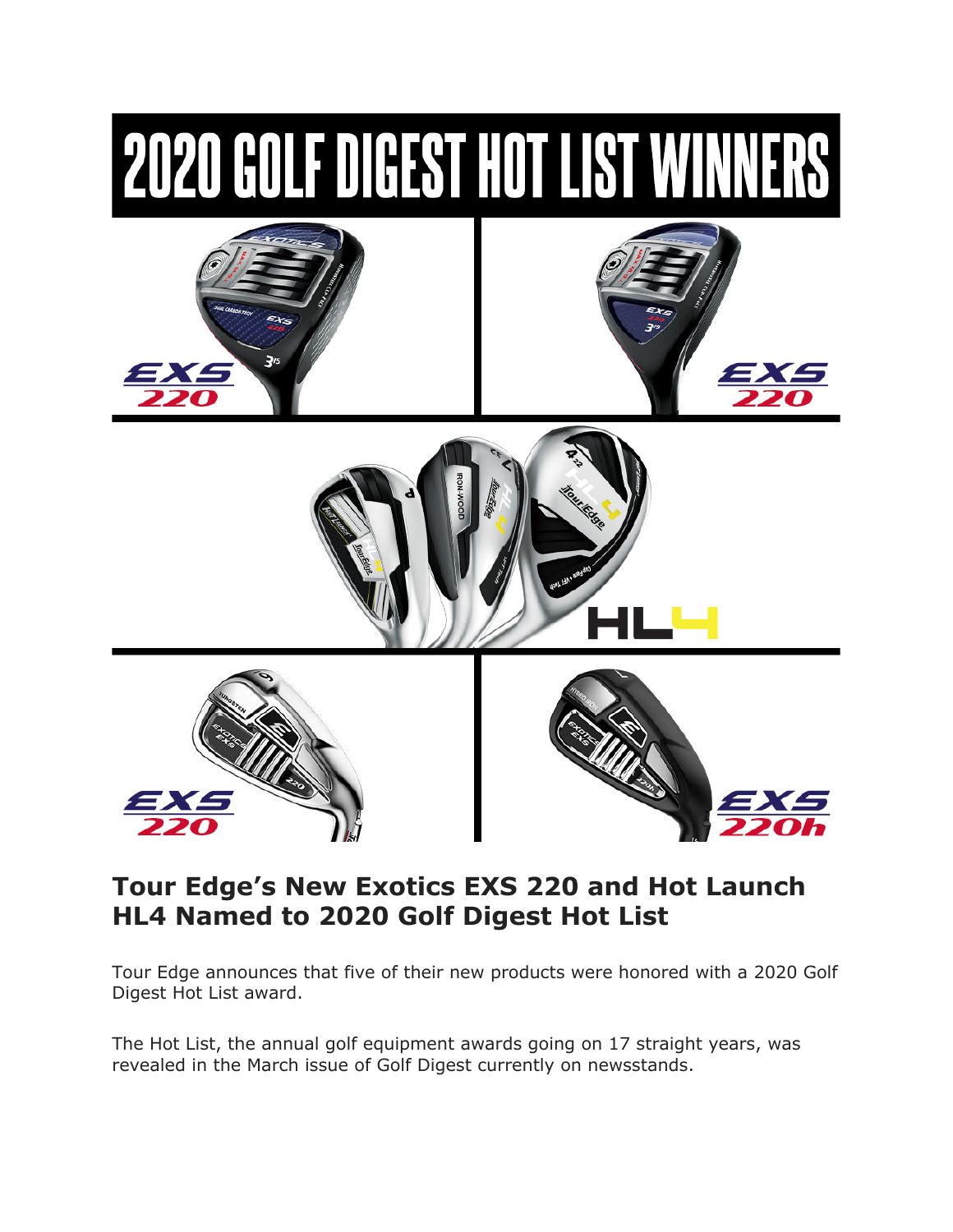# 2020 GOLF DIGEST HOT LIST WINNERS

EXS 220

EXS 220

HL4

EXS 220

EXS 220h

## Tour Edge's New Exotics EXS 220 and Hot Launch HL4 Named to 2020 Golf Digest Hot List

Tour Edge announces that five of their new products were honored with a 2020 Golf Digest Hot List award.

The Hot List, the annual golf equipment awards going on 17 straight years, was revealed in the March issue of Golf Digest currently on newsstands.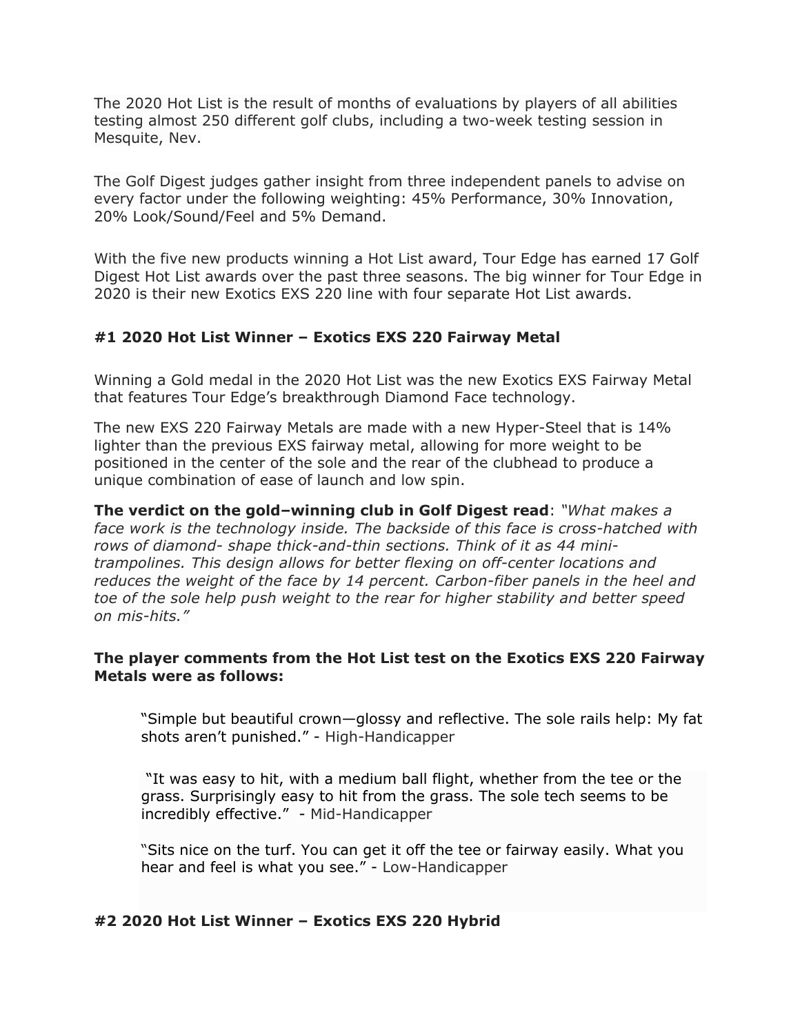The 2020 Hot List is the result of months of evaluations by players of all abilities testing almost 250 different golf clubs, including a two-week testing session in Mesquite, Nev.

The Golf Digest judges gather insight from three independent panels to advise on every factor under the following weighting: 45% Performance, 30% Innovation, 20% Look/Sound/Feel and 5% Demand.

With the five new products winning a Hot List award, Tour Edge has earned 17 Golf Digest Hot List awards over the past three seasons. The big winner for Tour Edge in 2020 is their new Exotics EXS 220 line with four separate Hot List awards.

### #1 2020 Hot List Winner – Exotics EXS 220 Fairway Metal

Winning a Gold medal in the 2020 Hot List was the new Exotics EXS Fairway Metal that features Tour Edge's breakthrough Diamond Face technology.

The new EXS 220 Fairway Metals are made with a new Hyper-Steel that is 14% lighter than the previous EXS fairway metal, allowing for more weight to be positioned in the center of the sole and the rear of the clubhead to produce a unique combination of ease of launch and low spin.

**The verdict on the gold–winning club in Golf Digest read**: *"What makes a face work is the technology inside. The backside of this face is cross-hatched with rows of diamond- shape thick-and-thin sections. Think of it as 44 mini-trampolines. This design allows for better flexing on off-center locations and reduces the weight of the face by 14 percent. Carbon-fiber panels in the heel and toe of the sole help push weight to the rear for higher stability and better speed on mis-hits."*

**The player comments from the Hot List test on the Exotics EXS 220 Fairway Metals were as follows:**

> "Simple but beautiful crown—glossy and reflective. The sole rails help: My fat shots aren't punished." - High-Handicapper
>
> "It was easy to hit, with a medium ball flight, whether from the tee or the grass. Surprisingly easy to hit from the grass. The sole tech seems to be incredibly effective." - Mid-Handicapper
>
> "Sits nice on the turf. You can get it off the tee or fairway easily. What you hear and feel is what you see." - Low-Handicapper

### #2 2020 Hot List Winner – Exotics EXS 220 Hybrid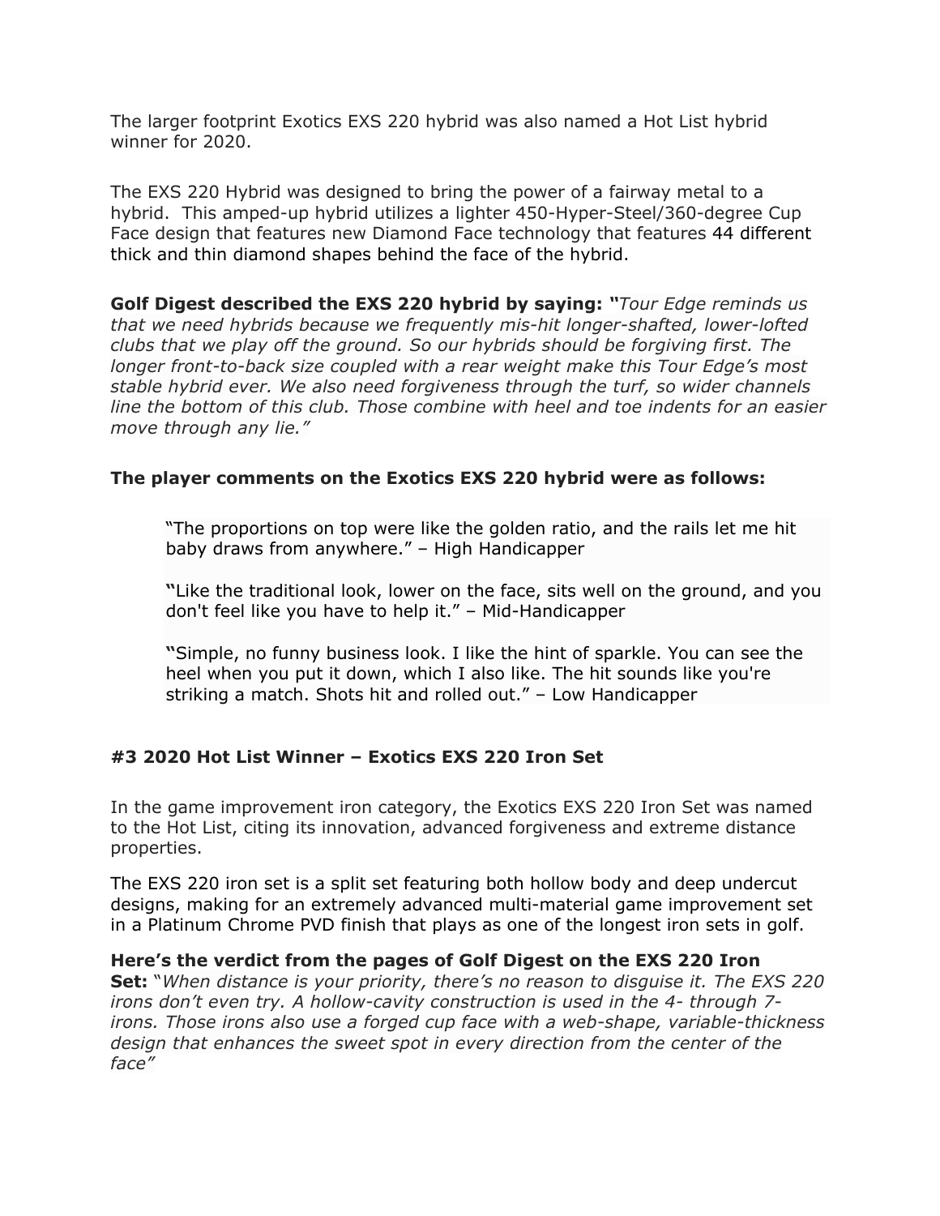The larger footprint Exotics EXS 220 hybrid was also named a Hot List hybrid winner for 2020.

The EXS 220 Hybrid was designed to bring the power of a fairway metal to a hybrid. This amped-up hybrid utilizes a lighter 450-Hyper-Steel/360-degree Cup Face design that features new Diamond Face technology that features 44 different thick and thin diamond shapes behind the face of the hybrid.

**Golf Digest described the EXS 220 hybrid by saying: "***Tour Edge reminds us that we need hybrids because we frequently mis-hit longer-shafted, lower-lofted clubs that we play off the ground. So our hybrids should be forgiving first. The longer front-to-back size coupled with a rear weight make this Tour Edge's most stable hybrid ever. We also need forgiveness through the turf, so wider channels line the bottom of this club. Those combine with heel and toe indents for an easier move through any lie."*

**The player comments on the Exotics EXS 220 hybrid were as follows:**

> "The proportions on top were like the golden ratio, and the rails let me hit baby draws from anywhere." – High Handicapper
>
> **"**Like the traditional look, lower on the face, sits well on the ground, and you don't feel like you have to help it." – Mid-Handicapper
>
> **"**Simple, no funny business look. I like the hint of sparkle. You can see the heel when you put it down, which I also like. The hit sounds like you're striking a match. Shots hit and rolled out." – Low Handicapper

### #3 2020 Hot List Winner – Exotics EXS 220 Iron Set

In the game improvement iron category, the Exotics EXS 220 Iron Set was named to the Hot List, citing its innovation, advanced forgiveness and extreme distance properties.

The EXS 220 iron set is a split set featuring both hollow body and deep undercut designs, making for an extremely advanced multi-material game improvement set in a Platinum Chrome PVD finish that plays as one of the longest iron sets in golf.

**Here's the verdict from the pages of Golf Digest on the EXS 220 Iron Set:** "*When distance is your priority, there's no reason to disguise it. The EXS 220 irons don't even try. A hollow-cavity construction is used in the 4- through 7-irons. Those irons also use a forged cup face with a web-shape, variable-thickness design that enhances the sweet spot in every direction from the center of the face"*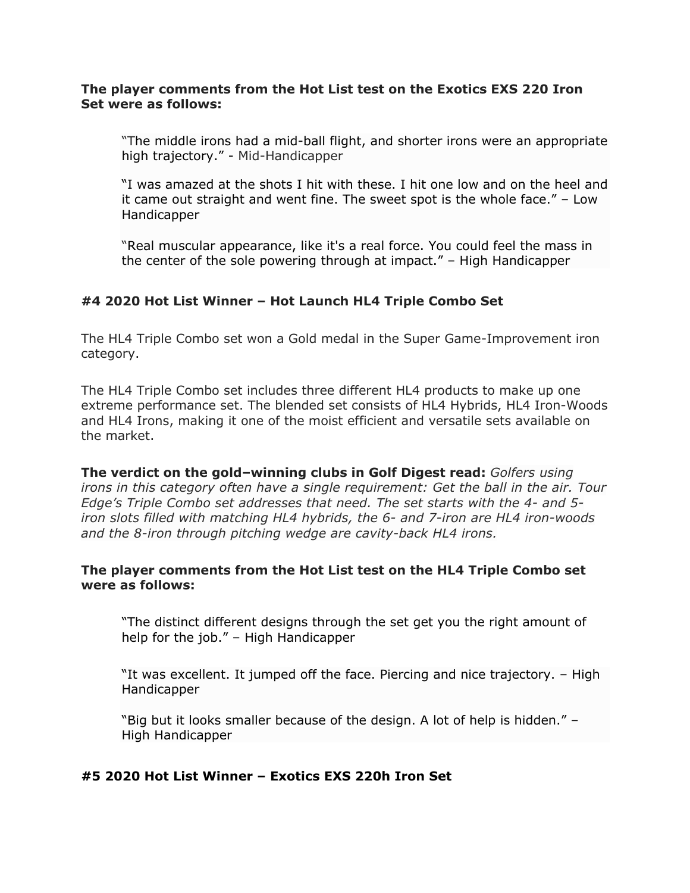**The player comments from the Hot List test on the Exotics EXS 220 Iron Set were as follows:**

> "The middle irons had a mid-ball flight, and shorter irons were an appropriate high trajectory." - Mid-Handicapper
>
> "I was amazed at the shots I hit with these. I hit one low and on the heel and it came out straight and went fine. The sweet spot is the whole face." – Low Handicapper
>
> "Real muscular appearance, like it's a real force. You could feel the mass in the center of the sole powering through at impact." – High Handicapper

### #4 2020 Hot List Winner – Hot Launch HL4 Triple Combo Set

The HL4 Triple Combo set won a Gold medal in the Super Game-Improvement iron category.

The HL4 Triple Combo set includes three different HL4 products to make up one extreme performance set. The blended set consists of HL4 Hybrids, HL4 Iron-Woods and HL4 Irons, making it one of the moist efficient and versatile sets available on the market.

**The verdict on the gold–winning clubs in Golf Digest read:** *Golfers using irons in this category often have a single requirement: Get the ball in the air. Tour Edge's Triple Combo set addresses that need. The set starts with the 4- and 5-iron slots filled with matching HL4 hybrids, the 6- and 7-iron are HL4 iron-woods and the 8-iron through pitching wedge are cavity-back HL4 irons.*

**The player comments from the Hot List test on the HL4 Triple Combo set were as follows:**

> "The distinct different designs through the set get you the right amount of help for the job." – High Handicapper
>
> "It was excellent. It jumped off the face. Piercing and nice trajectory. – High Handicapper
>
> "Big but it looks smaller because of the design. A lot of help is hidden." – High Handicapper

### #5 2020 Hot List Winner – Exotics EXS 220h Iron Set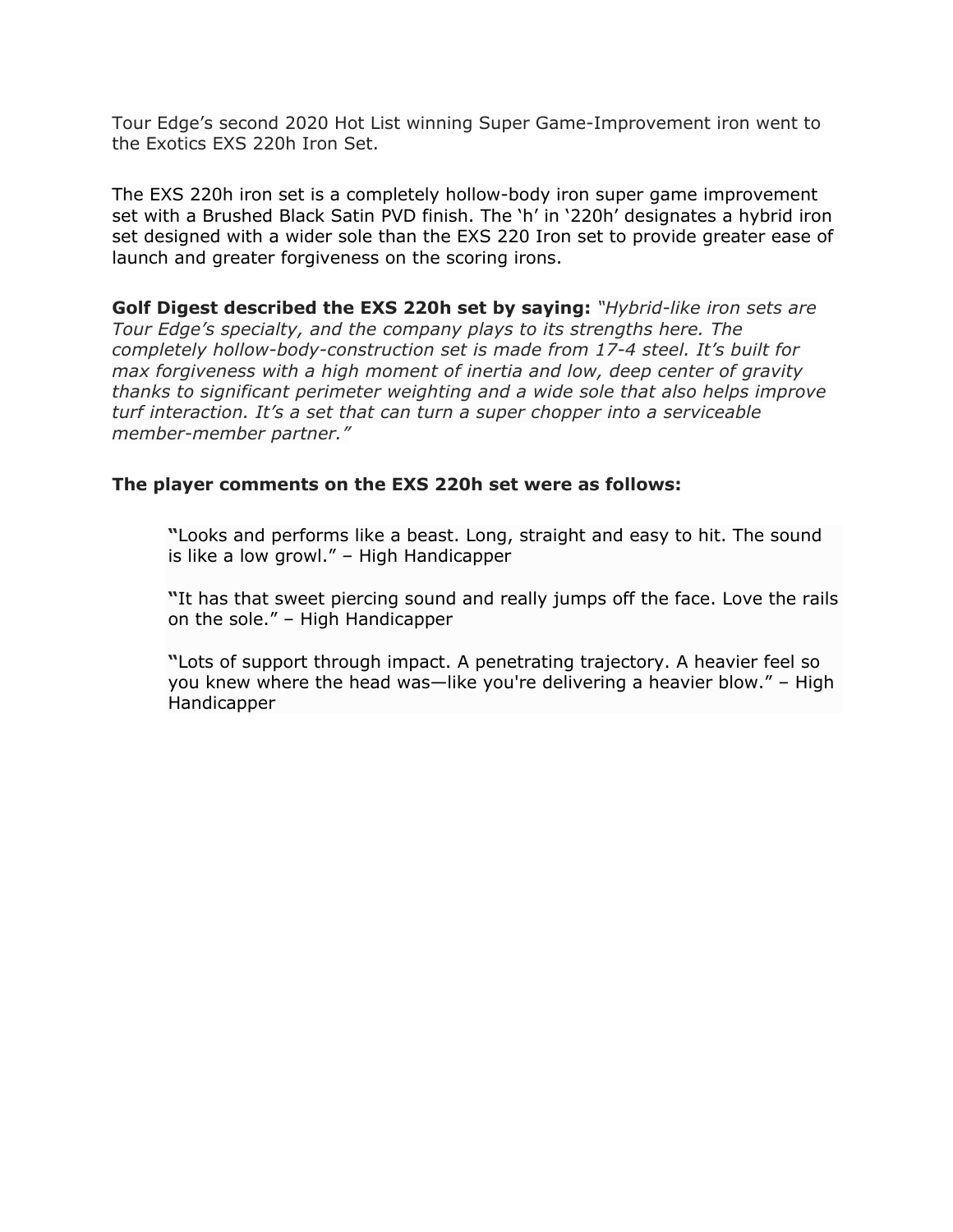Tour Edge's second 2020 Hot List winning Super Game-Improvement iron went to the Exotics EXS 220h Iron Set.

The EXS 220h iron set is a completely hollow-body iron super game improvement set with a Brushed Black Satin PVD finish. The 'h' in '220h' designates a hybrid iron set designed with a wider sole than the EXS 220 Iron set to provide greater ease of launch and greater forgiveness on the scoring irons.

**Golf Digest described the EXS 220h set by saying:** *"Hybrid-like iron sets are Tour Edge's specialty, and the company plays to its strengths here. The completely hollow-body-construction set is made from 17-4 steel. It's built for max forgiveness with a high moment of inertia and low, deep center of gravity thanks to significant perimeter weighting and a wide sole that also helps improve turf interaction. It's a set that can turn a super chopper into a serviceable member-member partner."*

**The player comments on the EXS 220h set were as follows:**

> **"**Looks and performs like a beast. Long, straight and easy to hit. The sound is like a low growl." – High Handicapper
>
> **"**It has that sweet piercing sound and really jumps off the face. Love the rails on the sole." – High Handicapper
>
> **"**Lots of support through impact. A penetrating trajectory. A heavier feel so you knew where the head was—like you're delivering a heavier blow." – High Handicapper